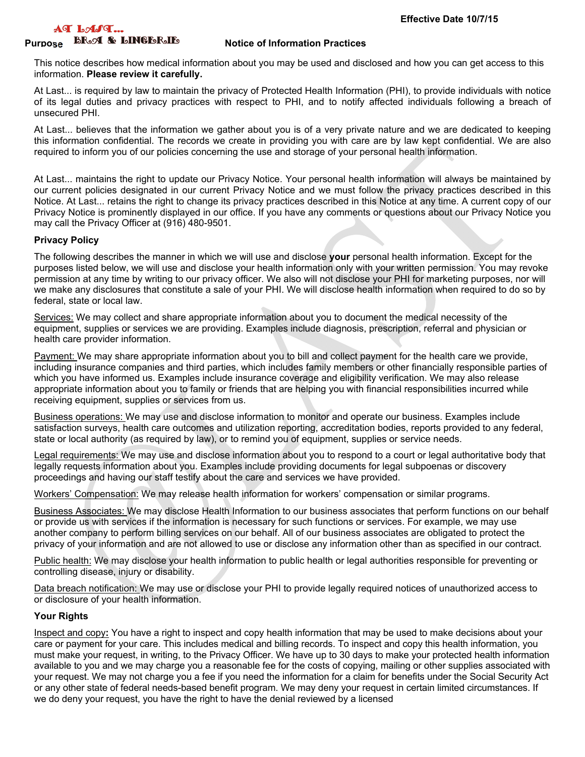Effective Date 10/7/15

AT LAST...
BRA & LINGERIE

Purpose

## Notice of Information Practices

This notice describes how medical information about you may be used and disclosed and how you can get access to this information. **Please review it carefully.**

At Last... is required by law to maintain the privacy of Protected Health Information (PHI), to provide individuals with notice of its legal duties and privacy practices with respect to PHI, and to notify affected individuals following a breach of unsecured PHI.

At Last... believes that the information we gather about you is of a very private nature and we are dedicated to keeping this information confidential. The records we create in providing you with care are by law kept confidential. We are also required to inform you of our policies concerning the use and storage of your personal health information.

At Last... maintains the right to update our Privacy Notice. Your personal health information will always be maintained by our current policies designated in our current Privacy Notice and we must follow the privacy practices described in this Notice. At Last... retains the right to change its privacy practices described in this Notice at any time. A current copy of our Privacy Notice is prominently displayed in our office. If you have any comments or questions about our Privacy Notice you may call the Privacy Officer at (916) 480-9501.

### Privacy Policy

The following describes the manner in which we will use and disclose **your** personal health information. Except for the purposes listed below, we will use and disclose your health information only with your written permission. You may revoke permission at any time by writing to our privacy officer. We also will not disclose your PHI for marketing purposes, nor will we make any disclosures that constitute a sale of your PHI. We will disclose health information when required to do so by federal, state or local law.

Services: We may collect and share appropriate information about you to document the medical necessity of the equipment, supplies or services we are providing. Examples include diagnosis, prescription, referral and physician or health care provider information.

Payment: We may share appropriate information about you to bill and collect payment for the health care we provide, including insurance companies and third parties, which includes family members or other financially responsible parties of which you have informed us. Examples include insurance coverage and eligibility verification. We may also release appropriate information about you to family or friends that are helping you with financial responsibilities incurred while receiving equipment, supplies or services from us.

Business operations: We may use and disclose information to monitor and operate our business. Examples include satisfaction surveys, health care outcomes and utilization reporting, accreditation bodies, reports provided to any federal, state or local authority (as required by law), or to remind you of equipment, supplies or service needs.

Legal requirements: We may use and disclose information about you to respond to a court or legal authoritative body that legally requests information about you. Examples include providing documents for legal subpoenas or discovery proceedings and having our staff testify about the care and services we have provided.

Workers' Compensation: We may release health information for workers' compensation or similar programs.

Business Associates: We may disclose Health Information to our business associates that perform functions on our behalf or provide us with services if the information is necessary for such functions or services. For example, we may use another company to perform billing services on our behalf. All of our business associates are obligated to protect the privacy of your information and are not allowed to use or disclose any information other than as specified in our contract.

Public health: We may disclose your health information to public health or legal authorities responsible for preventing or controlling disease, injury or disability.

Data breach notification: We may use or disclose your PHI to provide legally required notices of unauthorized access to or disclosure of your health information.

### Your Rights

Inspect and copy**:** You have a right to inspect and copy health information that may be used to make decisions about your care or payment for your care. This includes medical and billing records. To inspect and copy this health information, you must make your request, in writing, to the Privacy Officer. We have up to 30 days to make your protected health information available to you and we may charge you a reasonable fee for the costs of copying, mailing or other supplies associated with your request. We may not charge you a fee if you need the information for a claim for benefits under the Social Security Act or any other state of federal needs-based benefit program. We may deny your request in certain limited circumstances. If we do deny your request, you have the right to have the denial reviewed by a licensed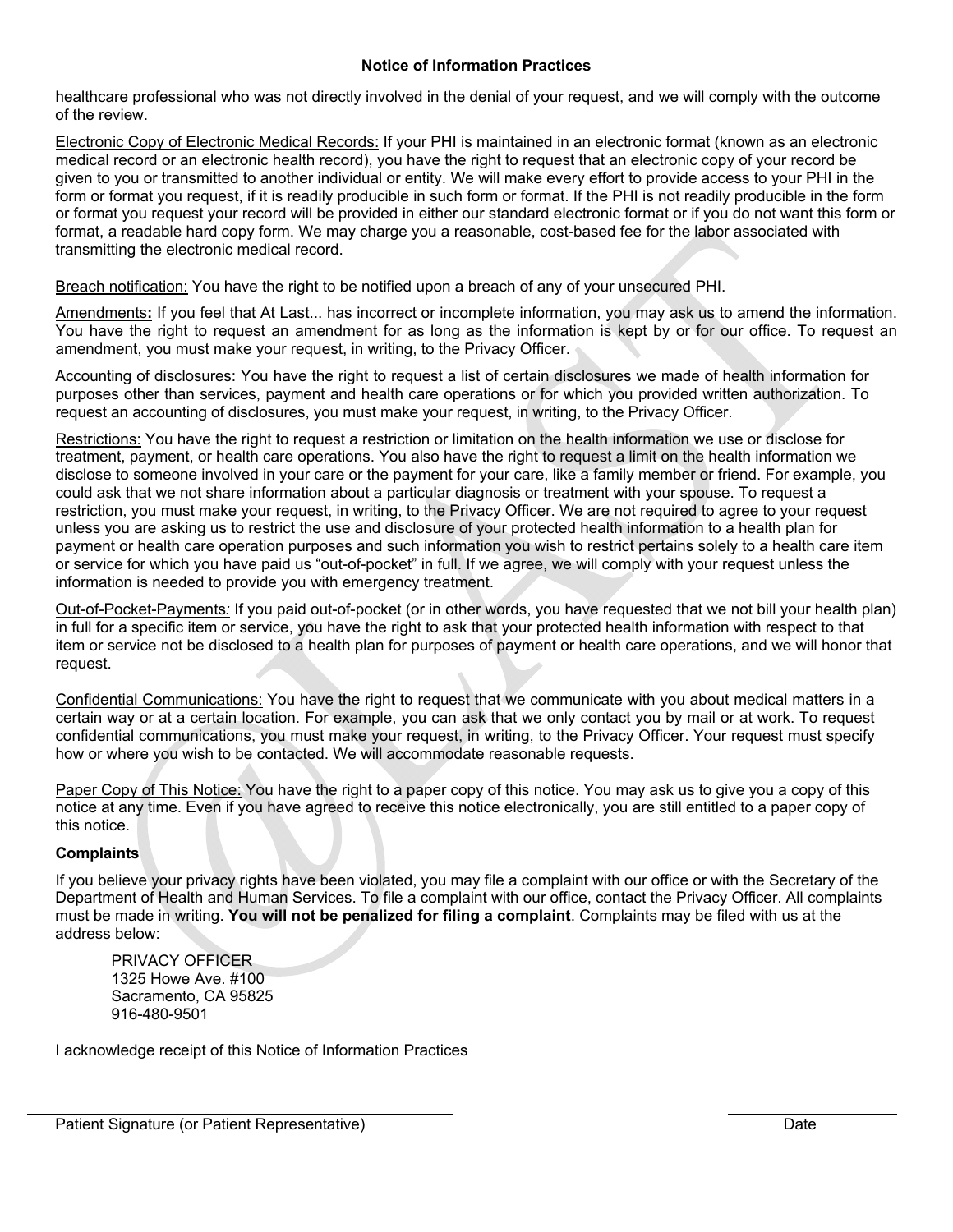healthcare professional who was not directly involved in the denial of your request, and we will comply with the outcome of the review.

Electronic Copy of Electronic Medical Records: If your PHI is maintained in an electronic format (known as an electronic medical record or an electronic health record), you have the right to request that an electronic copy of your record be given to you or transmitted to another individual or entity. We will make every effort to provide access to your PHI in the form or format you request, if it is readily producible in such form or format. If the PHI is not readily producible in the form or format you request your record will be provided in either our standard electronic format or if you do not want this form or format, a readable hard copy form. We may charge you a reasonable, cost-based fee for the labor associated with transmitting the electronic medical record.

Breach notification: You have the right to be notified upon a breach of any of your unsecured PHI.

Amendments**:** If you feel that At Last... has incorrect or incomplete information, you may ask us to amend the information. You have the right to request an amendment for as long as the information is kept by or for our office. To request an amendment, you must make your request, in writing, to the Privacy Officer.

Accounting of disclosures: You have the right to request a list of certain disclosures we made of health information for purposes other than services, payment and health care operations or for which you provided written authorization. To request an accounting of disclosures, you must make your request, in writing, to the Privacy Officer.

Restrictions: You have the right to request a restriction or limitation on the health information we use or disclose for treatment, payment, or health care operations. You also have the right to request a limit on the health information we disclose to someone involved in your care or the payment for your care, like a family member or friend. For example, you could ask that we not share information about a particular diagnosis or treatment with your spouse. To request a restriction, you must make your request, in writing, to the Privacy Officer. We are not required to agree to your request unless you are asking us to restrict the use and disclosure of your protected health information to a health plan for payment or health care operation purposes and such information you wish to restrict pertains solely to a health care item or service for which you have paid us "out-of-pocket" in full. If we agree, we will comply with your request unless the information is needed to provide you with emergency treatment.

Out-of-Pocket-Payments*:* If you paid out-of-pocket (or in other words, you have requested that we not bill your health plan) in full for a specific item or service, you have the right to ask that your protected health information with respect to that item or service not be disclosed to a health plan for purposes of payment or health care operations, and we will honor that request.

Confidential Communications: You have the right to request that we communicate with you about medical matters in a certain way or at a certain location. For example, you can ask that we only contact you by mail or at work. To request confidential communications, you must make your request, in writing, to the Privacy Officer. Your request must specify how or where you wish to be contacted. We will accommodate reasonable requests.

Paper Copy of This Notice: You have the right to a paper copy of this notice. You may ask us to give you a copy of this notice at any time. Even if you have agreed to receive this notice electronically, you are still entitled to a paper copy of this notice.

**Complaints**

If you believe your privacy rights have been violated, you may file a complaint with our office or with the Secretary of the Department of Health and Human Services. To file a complaint with our office, contact the Privacy Officer. All complaints must be made in writing. **You will not be penalized for filing a complaint**. Complaints may be filed with us at the address below:

PRIVACY OFFICER
1325 Howe Ave. #100
Sacramento, CA 95825
916-480-9501

I acknowledge receipt of this Notice of Information Practices

Patient Signature (or Patient Representative) | Date